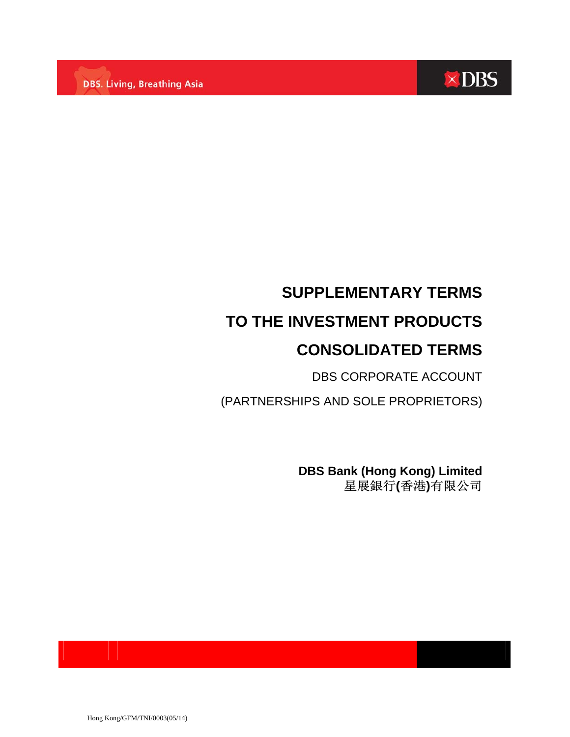# SUPPLEMENTARY TERMS TO THE INVESTMENT PRODUCTS CONSOLIDATED TERMS

DBS CORPORATE ACCOUNT

(PARTNERSHIPS AND SOLE PROPRIETORS)

**DBS Bank (Hong Kong) Limited**
星展銀行(香港)有限公司

Hong Kong/GFM/TNI/0003(05/14)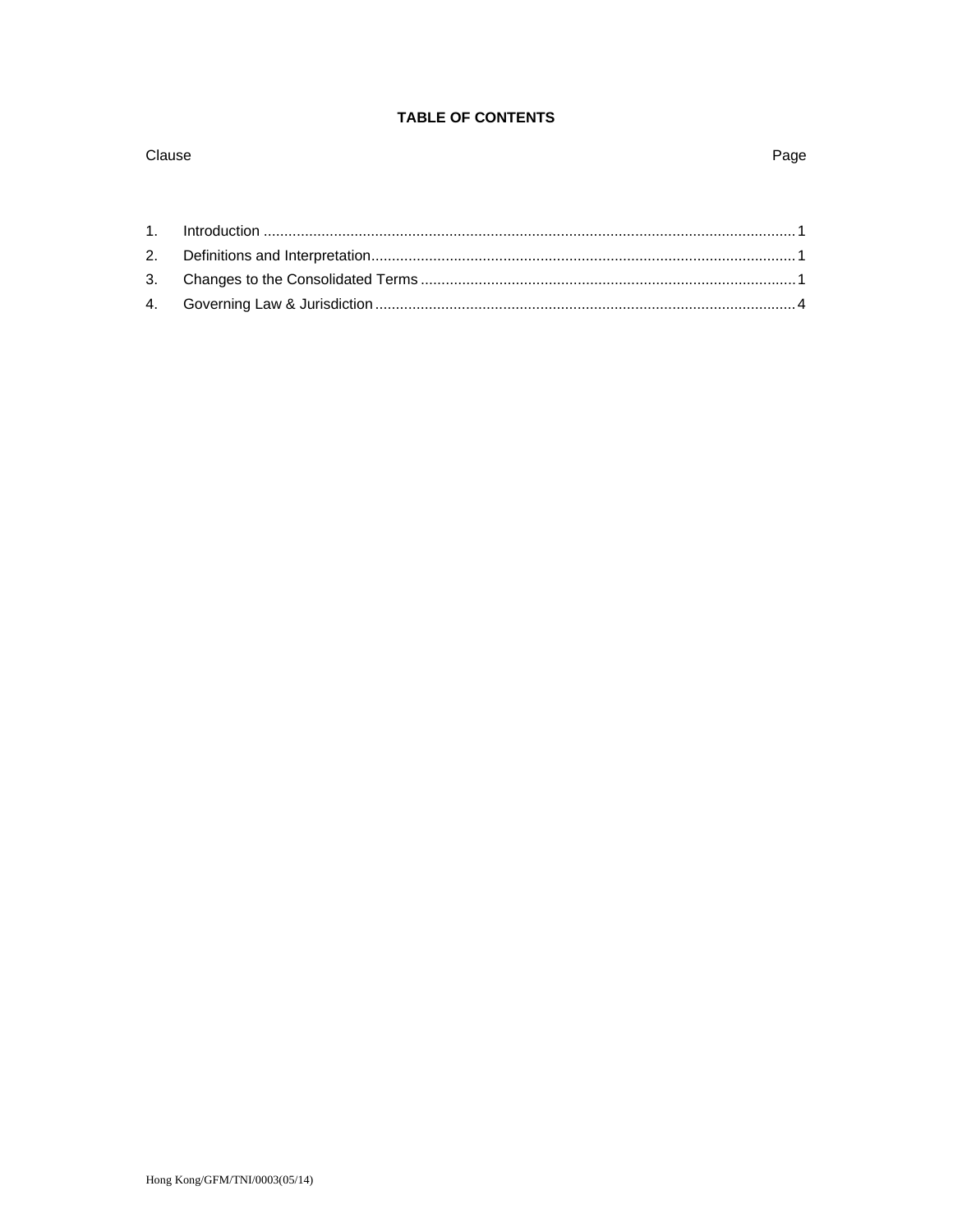**TABLE OF CONTENTS**

| Clause | | Page |
|---|---|---|
| 1. | Introduction | 1 |
| 2. | Definitions and Interpretation | 1 |
| 3. | Changes to the Consolidated Terms | 1 |
| 4. | Governing Law & Jurisdiction | 4 |

Hong Kong/GFM/TNI/0003(05/14)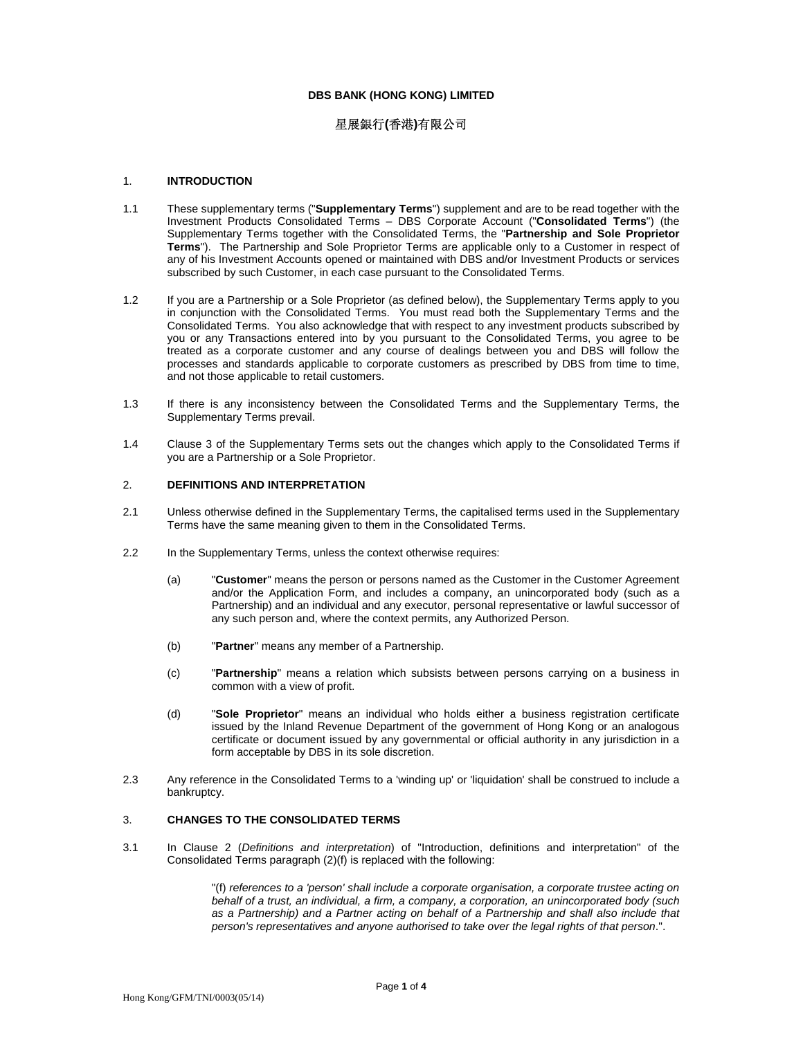**DBS BANK (HONG KONG) LIMITED**

星展銀行(香港)有限公司

1. **INTRODUCTION**

1.1 These supplementary terms ("**Supplementary Terms**") supplement and are to be read together with the Investment Products Consolidated Terms – DBS Corporate Account ("**Consolidated Terms**") (the Supplementary Terms together with the Consolidated Terms, the "**Partnership and Sole Proprietor Terms**"). The Partnership and Sole Proprietor Terms are applicable only to a Customer in respect of any of his Investment Accounts opened or maintained with DBS and/or Investment Products or services subscribed by such Customer, in each case pursuant to the Consolidated Terms.

1.2 If you are a Partnership or a Sole Proprietor (as defined below), the Supplementary Terms apply to you in conjunction with the Consolidated Terms. You must read both the Supplementary Terms and the Consolidated Terms. You also acknowledge that with respect to any investment products subscribed by you or any Transactions entered into by you pursuant to the Consolidated Terms, you agree to be treated as a corporate customer and any course of dealings between you and DBS will follow the processes and standards applicable to corporate customers as prescribed by DBS from time to time, and not those applicable to retail customers.

1.3 If there is any inconsistency between the Consolidated Terms and the Supplementary Terms, the Supplementary Terms prevail.

1.4 Clause 3 of the Supplementary Terms sets out the changes which apply to the Consolidated Terms if you are a Partnership or a Sole Proprietor.

2. **DEFINITIONS AND INTERPRETATION**

2.1 Unless otherwise defined in the Supplementary Terms, the capitalised terms used in the Supplementary Terms have the same meaning given to them in the Consolidated Terms.

2.2 In the Supplementary Terms, unless the context otherwise requires:

(a) "**Customer**" means the person or persons named as the Customer in the Customer Agreement and/or the Application Form, and includes a company, an unincorporated body (such as a Partnership) and an individual and any executor, personal representative or lawful successor of any such person and, where the context permits, any Authorized Person.

(b) "**Partner**" means any member of a Partnership.

(c) "**Partnership**" means a relation which subsists between persons carrying on a business in common with a view of profit.

(d) "**Sole Proprietor**" means an individual who holds either a business registration certificate issued by the Inland Revenue Department of the government of Hong Kong or an analogous certificate or document issued by any governmental or official authority in any jurisdiction in a form acceptable by DBS in its sole discretion.

2.3 Any reference in the Consolidated Terms to a 'winding up' or 'liquidation' shall be construed to include a bankruptcy.

3. **CHANGES TO THE CONSOLIDATED TERMS**

3.1 In Clause 2 (*Definitions and interpretation*) of "Introduction, definitions and interpretation" of the Consolidated Terms paragraph (2)(f) is replaced with the following:

"(f) *references to a 'person' shall include a corporate organisation, a corporate trustee acting on behalf of a trust, an individual, a firm, a company, a corporation, an unincorporated body (such as a Partnership) and a Partner acting on behalf of a Partnership and shall also include that person's representatives and anyone authorised to take over the legal rights of that person*.".

Hong Kong/GFM/TNI/0003(05/14)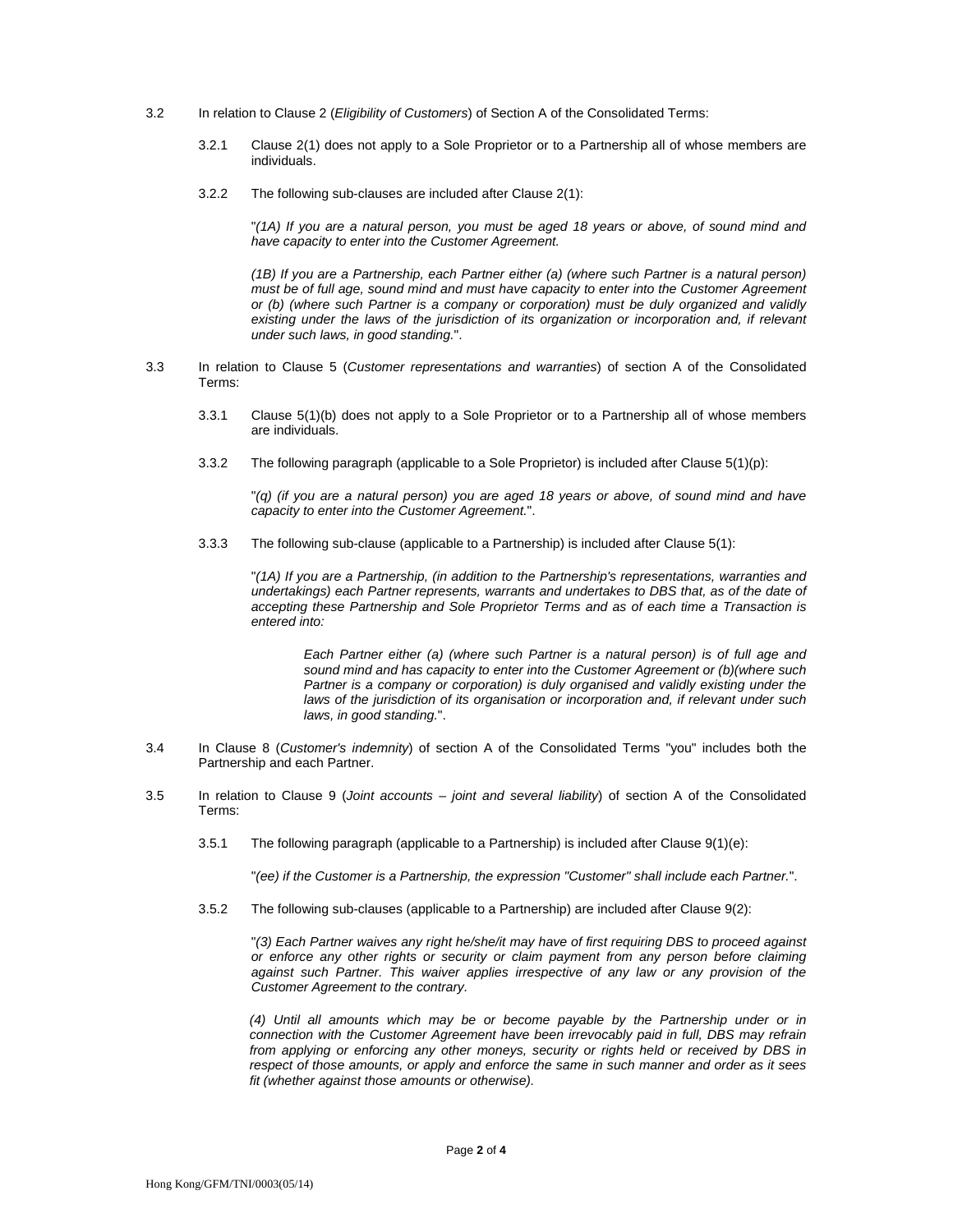3.2 In relation to Clause 2 (*Eligibility of Customers*) of Section A of the Consolidated Terms:

3.2.1 Clause 2(1) does not apply to a Sole Proprietor or to a Partnership all of whose members are individuals.

3.2.2 The following sub-clauses are included after Clause 2(1):

"*(1A) If you are a natural person, you must be aged 18 years or above, of sound mind and have capacity to enter into the Customer Agreement.*

*(1B) If you are a Partnership, each Partner either (a) (where such Partner is a natural person) must be of full age, sound mind and must have capacity to enter into the Customer Agreement or (b) (where such Partner is a company or corporation) must be duly organized and validly existing under the laws of the jurisdiction of its organization or incorporation and, if relevant under such laws, in good standing.*".

3.3 In relation to Clause 5 (*Customer representations and warranties*) of section A of the Consolidated Terms:

3.3.1 Clause 5(1)(b) does not apply to a Sole Proprietor or to a Partnership all of whose members are individuals.

3.3.2 The following paragraph (applicable to a Sole Proprietor) is included after Clause 5(1)(p):

"*(q) (if you are a natural person) you are aged 18 years or above, of sound mind and have capacity to enter into the Customer Agreement.*".

3.3.3 The following sub-clause (applicable to a Partnership) is included after Clause 5(1):

"*(1A) If you are a Partnership, (in addition to the Partnership's representations, warranties and undertakings) each Partner represents, warrants and undertakes to DBS that, as of the date of accepting these Partnership and Sole Proprietor Terms and as of each time a Transaction is entered into:*

*Each Partner either (a) (where such Partner is a natural person) is of full age and sound mind and has capacity to enter into the Customer Agreement or (b)(where such Partner is a company or corporation) is duly organised and validly existing under the laws of the jurisdiction of its organisation or incorporation and, if relevant under such laws, in good standing.*".

3.4 In Clause 8 (*Customer's indemnity*) of section A of the Consolidated Terms "you" includes both the Partnership and each Partner.

3.5 In relation to Clause 9 (*Joint accounts – joint and several liability*) of section A of the Consolidated Terms:

3.5.1 The following paragraph (applicable to a Partnership) is included after Clause 9(1)(e):

"*(ee) if the Customer is a Partnership, the expression "Customer" shall include each Partner.*".

3.5.2 The following sub-clauses (applicable to a Partnership) are included after Clause 9(2):

"*(3) Each Partner waives any right he/she/it may have of first requiring DBS to proceed against or enforce any other rights or security or claim payment from any person before claiming against such Partner. This waiver applies irrespective of any law or any provision of the Customer Agreement to the contrary.*

*(4) Until all amounts which may be or become payable by the Partnership under or in connection with the Customer Agreement have been irrevocably paid in full, DBS may refrain from applying or enforcing any other moneys, security or rights held or received by DBS in respect of those amounts, or apply and enforce the same in such manner and order as it sees fit (whether against those amounts or otherwise).*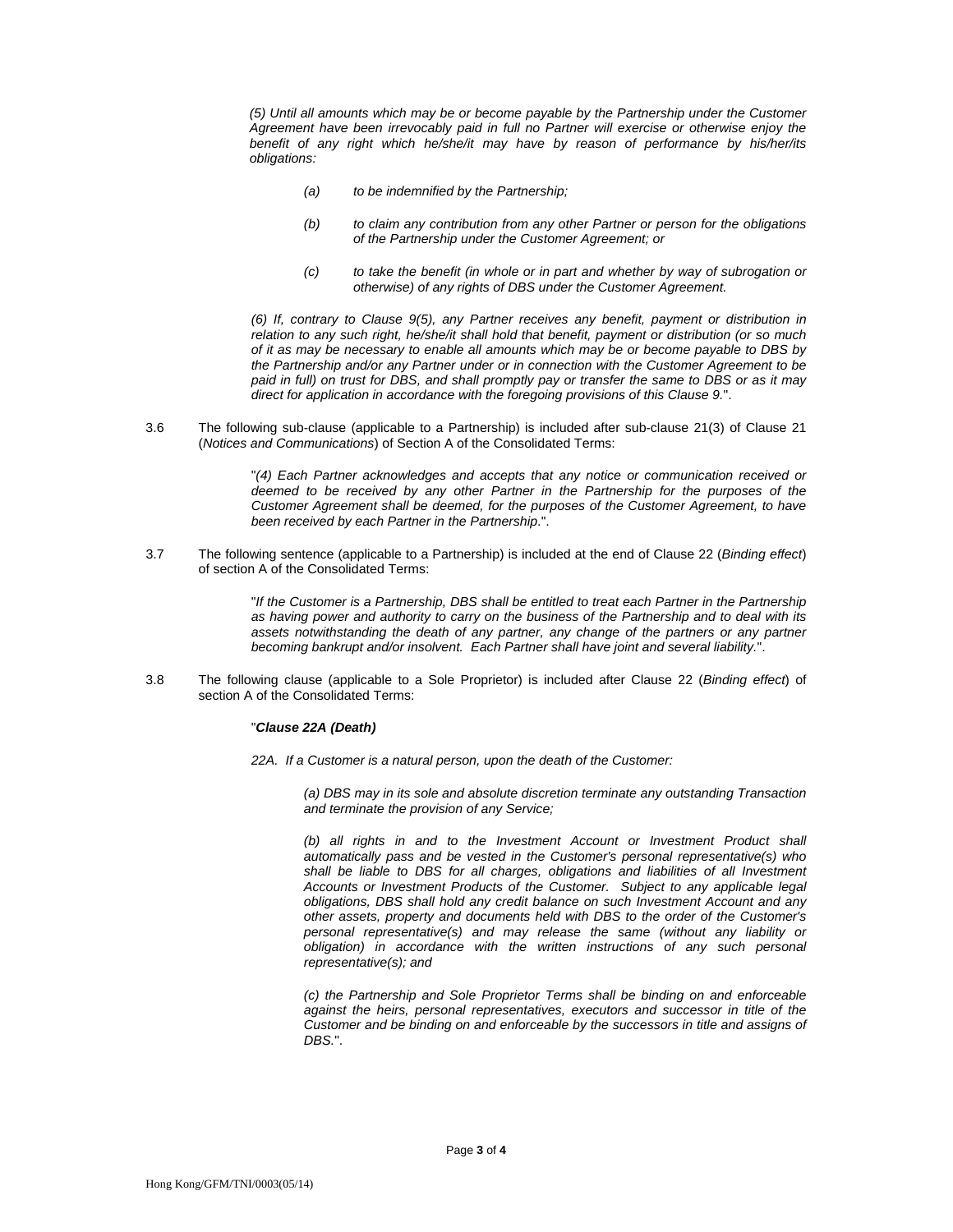*(5) Until all amounts which may be or become payable by the Partnership under the Customer Agreement have been irrevocably paid in full no Partner will exercise or otherwise enjoy the benefit of any right which he/she/it may have by reason of performance by his/her/its obligations:*

> *(a) to be indemnified by the Partnership;*
>
> *(b) to claim any contribution from any other Partner or person for the obligations of the Partnership under the Customer Agreement; or*
>
> *(c) to take the benefit (in whole or in part and whether by way of subrogation or otherwise) of any rights of DBS under the Customer Agreement.*

*(6) If, contrary to Clause 9(5), any Partner receives any benefit, payment or distribution in relation to any such right, he/she/it shall hold that benefit, payment or distribution (or so much of it as may be necessary to enable all amounts which may be or become payable to DBS by the Partnership and/or any Partner under or in connection with the Customer Agreement to be paid in full) on trust for DBS, and shall promptly pay or transfer the same to DBS or as it may direct for application in accordance with the foregoing provisions of this Clause 9.*".

3.6 The following sub-clause (applicable to a Partnership) is included after sub-clause 21(3) of Clause 21 (*Notices and Communications*) of Section A of the Consolidated Terms:

> "*(4) Each Partner acknowledges and accepts that any notice or communication received or deemed to be received by any other Partner in the Partnership for the purposes of the Customer Agreement shall be deemed, for the purposes of the Customer Agreement, to have been received by each Partner in the Partnership.*".

3.7 The following sentence (applicable to a Partnership) is included at the end of Clause 22 (*Binding effect*) of section A of the Consolidated Terms:

> "*If the Customer is a Partnership, DBS shall be entitled to treat each Partner in the Partnership as having power and authority to carry on the business of the Partnership and to deal with its assets notwithstanding the death of any partner, any change of the partners or any partner becoming bankrupt and/or insolvent. Each Partner shall have joint and several liability.*".

3.8 The following clause (applicable to a Sole Proprietor) is included after Clause 22 (*Binding effect*) of section A of the Consolidated Terms:

"***Clause 22A (Death)***

*22A. If a Customer is a natural person, upon the death of the Customer:*

> *(a) DBS may in its sole and absolute discretion terminate any outstanding Transaction and terminate the provision of any Service;*
>
> *(b) all rights in and to the Investment Account or Investment Product shall automatically pass and be vested in the Customer's personal representative(s) who shall be liable to DBS for all charges, obligations and liabilities of all Investment Accounts or Investment Products of the Customer. Subject to any applicable legal obligations, DBS shall hold any credit balance on such Investment Account and any other assets, property and documents held with DBS to the order of the Customer's personal representative(s) and may release the same (without any liability or obligation) in accordance with the written instructions of any such personal representative(s); and*
>
> *(c) the Partnership and Sole Proprietor Terms shall be binding on and enforceable against the heirs, personal representatives, executors and successor in title of the Customer and be binding on and enforceable by the successors in title and assigns of DBS.*".

Hong Kong/GFM/TNI/0003(05/14)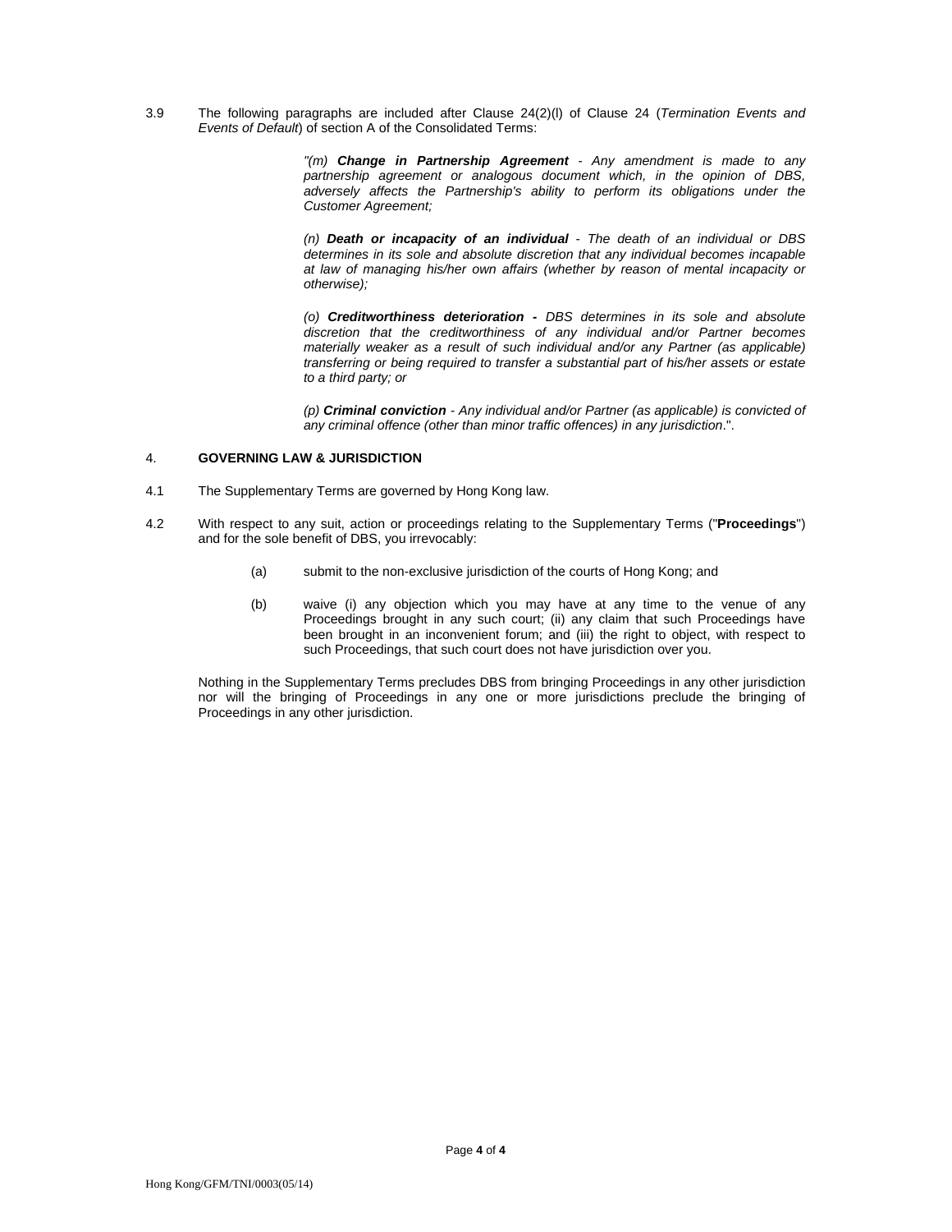3.9 The following paragraphs are included after Clause 24(2)(l) of Clause 24 (*Termination Events and Events of Default*) of section A of the Consolidated Terms:

> *"(m) **Change in Partnership Agreement** - Any amendment is made to any partnership agreement or analogous document which, in the opinion of DBS, adversely affects the Partnership's ability to perform its obligations under the Customer Agreement;*
>
> *(n) **Death or incapacity of an individual** - The death of an individual or DBS determines in its sole and absolute discretion that any individual becomes incapable at law of managing his/her own affairs (whether by reason of mental incapacity or otherwise);*
>
> *(o) **Creditworthiness deterioration -** DBS determines in its sole and absolute discretion that the creditworthiness of any individual and/or Partner becomes materially weaker as a result of such individual and/or any Partner (as applicable) transferring or being required to transfer a substantial part of his/her assets or estate to a third party; or*
>
> *(p) **Criminal conviction** - Any individual and/or Partner (as applicable) is convicted of any criminal offence (other than minor traffic offences) in any jurisdiction*.".

## 4. GOVERNING LAW & JURISDICTION

4.1 The Supplementary Terms are governed by Hong Kong law.

4.2 With respect to any suit, action or proceedings relating to the Supplementary Terms ("**Proceedings**") and for the sole benefit of DBS, you irrevocably:

(a) submit to the non-exclusive jurisdiction of the courts of Hong Kong; and

(b) waive (i) any objection which you may have at any time to the venue of any Proceedings brought in any such court; (ii) any claim that such Proceedings have been brought in an inconvenient forum; and (iii) the right to object, with respect to such Proceedings, that such court does not have jurisdiction over you.

Nothing in the Supplementary Terms precludes DBS from bringing Proceedings in any other jurisdiction nor will the bringing of Proceedings in any one or more jurisdictions preclude the bringing of Proceedings in any other jurisdiction.

Hong Kong/GFM/TNI/0003(05/14)